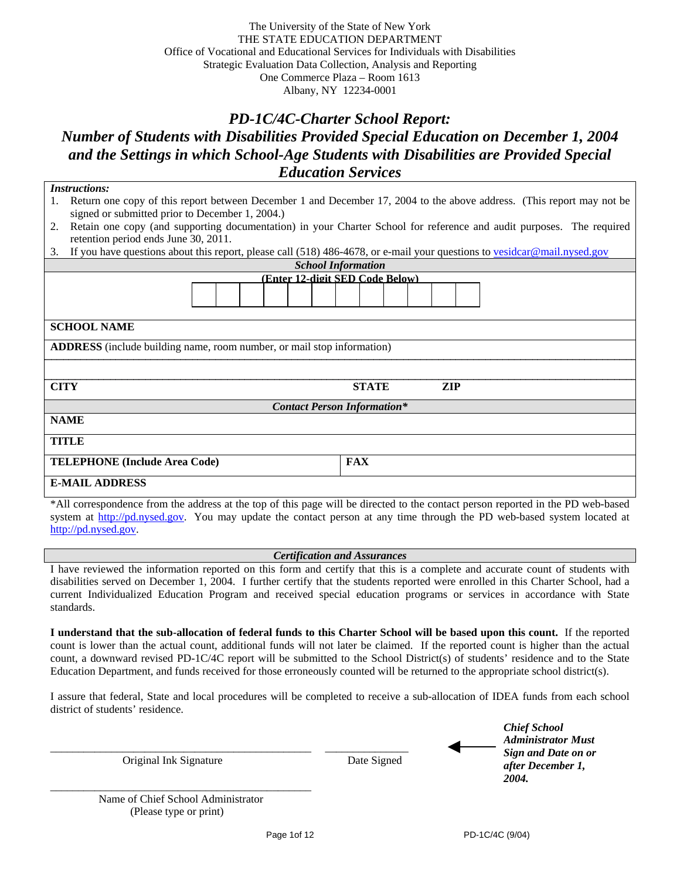The University of the State of New York
THE STATE EDUCATION DEPARTMENT
Office of Vocational and Educational Services for Individuals with Disabilities
Strategic Evaluation Data Collection, Analysis and Reporting
One Commerce Plaza – Room 1613
Albany, NY 12234-0001

# *PD-1C/4C-Charter School Report: Number of Students with Disabilities Provided Special Education on December 1, 2004 and the Settings in which School-Age Students with Disabilities are Provided Special Education Services*

***Instructions:***

1. Return one copy of this report between December 1 and December 17, 2004 to the above address. (This report may not be signed or submitted prior to December 1, 2004.)
2. Retain one copy (and supporting documentation) in your Charter School for reference and audit purposes. The required retention period ends June 30, 2011.
3. If you have questions about this report, please call (518) 486-4678, or e-mail your questions to vesidcar@mail.nysed.gov

***School Information***

**(Enter 12-digit SED Code Below)**

| | | | | | | | | | | | |
|---|---|---|---|---|---|---|---|---|---|---|---|
| | | | | | | | | | | | |

**SCHOOL NAME**

**ADDRESS** (include building name, room number, or mail stop information)

**CITY** **STATE** **ZIP**

***Contact Person Information****

**NAME**

**TITLE**

**TELEPHONE (Include Area Code)** **FAX**

**E-MAIL ADDRESS**

*All correspondence from the address at the top of this page will be directed to the contact person reported in the PD web-based system at http://pd.nysed.gov. You may update the contact person at any time through the PD web-based system located at http://pd.nysed.gov.

***Certification and Assurances***

I have reviewed the information reported on this form and certify that this is a complete and accurate count of students with disabilities served on December 1, 2004. I further certify that the students reported were enrolled in this Charter School, had a current Individualized Education Program and received special education programs or services in accordance with State standards.

**I understand that the sub-allocation of federal funds to this Charter School will be based upon this count.** If the reported count is lower than the actual count, additional funds will not later be claimed. If the reported count is higher than the actual count, a downward revised PD-1C/4C report will be submitted to the School District(s) of students' residence and to the State Education Department, and funds received for those erroneously counted will be returned to the appropriate school district(s).

I assure that federal, State and local procedures will be completed to receive a sub-allocation of IDEA funds from each school district of students' residence.

_______________________________________ _______________
Original Ink Signature Date Signed

← ***Chief School Administrator Must Sign and Date on or after December 1, 2004.***

_______________________________________
Name of Chief School Administrator
(Please type or print)

PD-1C/4C (9/04)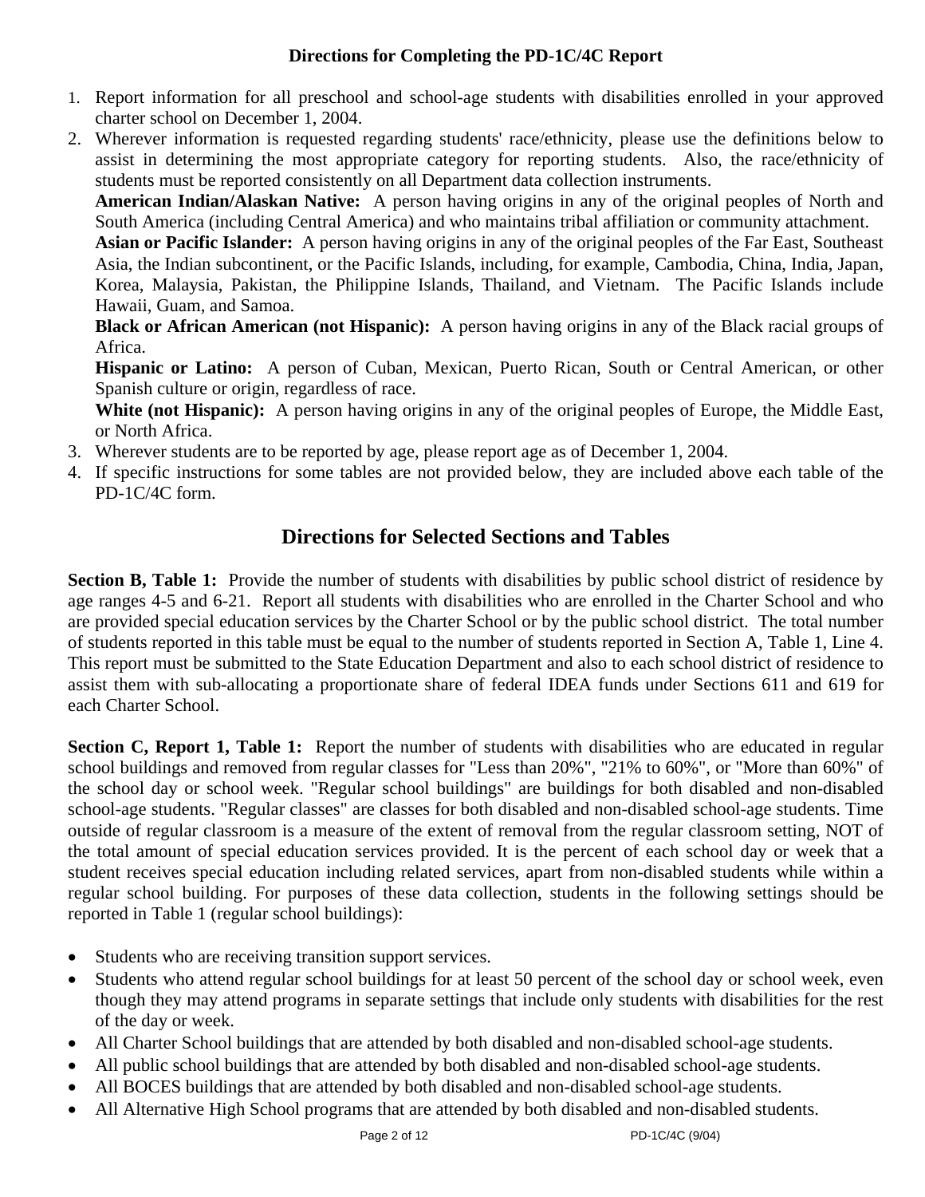## Directions for Completing the PD-1C/4C Report

1. Report information for all preschool and school-age students with disabilities enrolled in your approved charter school on December 1, 2004.
2. Wherever information is requested regarding students' race/ethnicity, please use the definitions below to assist in determining the most appropriate category for reporting students. Also, the race/ethnicity of students must be reported consistently on all Department data collection instruments.

   **American Indian/Alaskan Native:** A person having origins in any of the original peoples of North and South America (including Central America) and who maintains tribal affiliation or community attachment.

   **Asian or Pacific Islander:** A person having origins in any of the original peoples of the Far East, Southeast Asia, the Indian subcontinent, or the Pacific Islands, including, for example, Cambodia, China, India, Japan, Korea, Malaysia, Pakistan, the Philippine Islands, Thailand, and Vietnam. The Pacific Islands include Hawaii, Guam, and Samoa.

   **Black or African American (not Hispanic):** A person having origins in any of the Black racial groups of Africa.

   **Hispanic or Latino:** A person of Cuban, Mexican, Puerto Rican, South or Central American, or other Spanish culture or origin, regardless of race.

   **White (not Hispanic):** A person having origins in any of the original peoples of Europe, the Middle East, or North Africa.
3. Wherever students are to be reported by age, please report age as of December 1, 2004.
4. If specific instructions for some tables are not provided below, they are included above each table of the PD-1C/4C form.

## Directions for Selected Sections and Tables

**Section B, Table 1:** Provide the number of students with disabilities by public school district of residence by age ranges 4-5 and 6-21. Report all students with disabilities who are enrolled in the Charter School and who are provided special education services by the Charter School or by the public school district. The total number of students reported in this table must be equal to the number of students reported in Section A, Table 1, Line 4. This report must be submitted to the State Education Department and also to each school district of residence to assist them with sub-allocating a proportionate share of federal IDEA funds under Sections 611 and 619 for each Charter School.

**Section C, Report 1, Table 1:** Report the number of students with disabilities who are educated in regular school buildings and removed from regular classes for "Less than 20%", "21% to 60%", or "More than 60%" of the school day or school week. "Regular school buildings" are buildings for both disabled and non-disabled school-age students. "Regular classes" are classes for both disabled and non-disabled school-age students. Time outside of regular classroom is a measure of the extent of removal from the regular classroom setting, NOT of the total amount of special education services provided. It is the percent of each school day or week that a student receives special education including related services, apart from non-disabled students while within a regular school building. For purposes of these data collection, students in the following settings should be reported in Table 1 (regular school buildings):

- Students who are receiving transition support services.
- Students who attend regular school buildings for at least 50 percent of the school day or school week, even though they may attend programs in separate settings that include only students with disabilities for the rest of the day or week.
- All Charter School buildings that are attended by both disabled and non-disabled school-age students.
- All public school buildings that are attended by both disabled and non-disabled school-age students.
- All BOCES buildings that are attended by both disabled and non-disabled school-age students.
- All Alternative High School programs that are attended by both disabled and non-disabled students.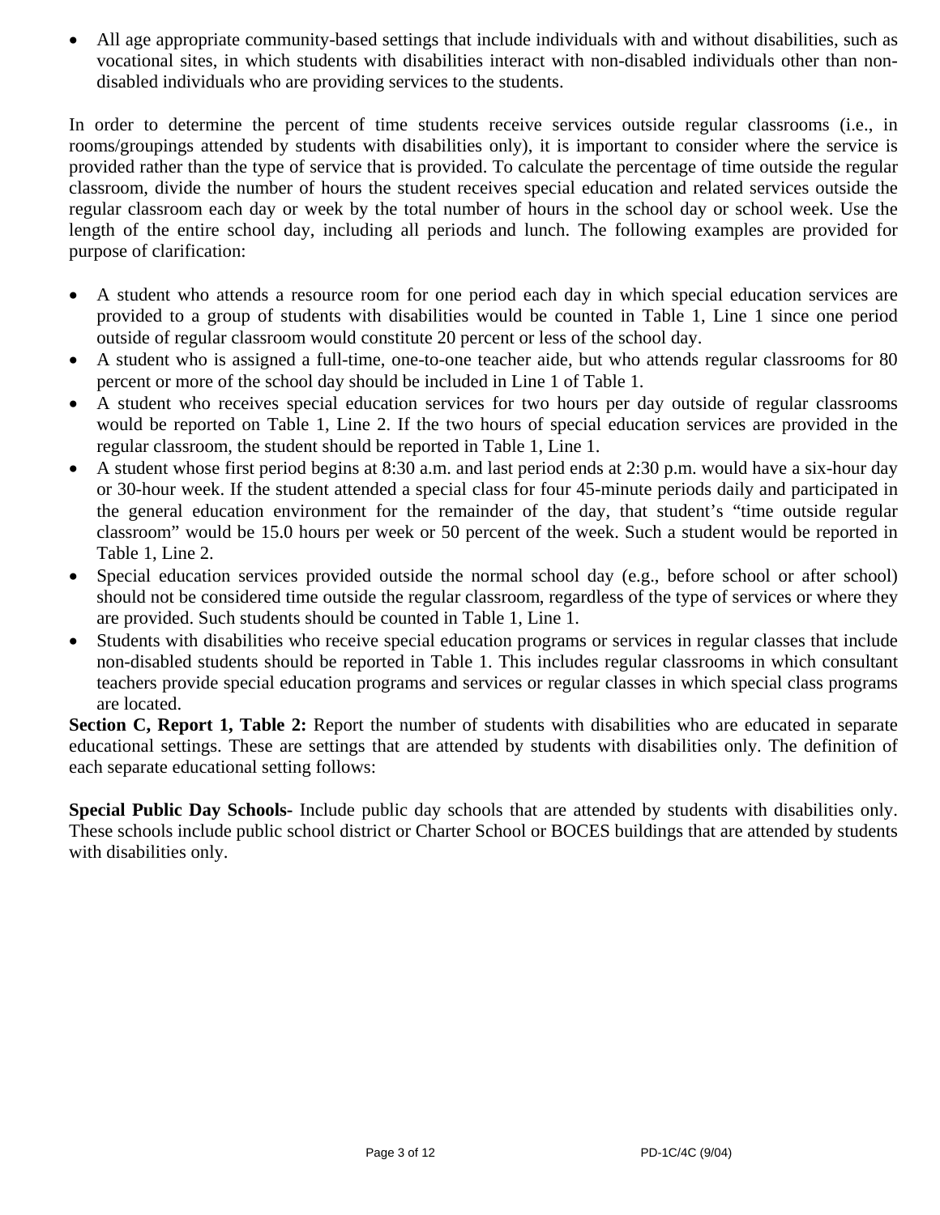- All age appropriate community-based settings that include individuals with and without disabilities, such as vocational sites, in which students with disabilities interact with non-disabled individuals other than non-disabled individuals who are providing services to the students.

In order to determine the percent of time students receive services outside regular classrooms (i.e., in rooms/groupings attended by students with disabilities only), it is important to consider where the service is provided rather than the type of service that is provided. To calculate the percentage of time outside the regular classroom, divide the number of hours the student receives special education and related services outside the regular classroom each day or week by the total number of hours in the school day or school week. Use the length of the entire school day, including all periods and lunch. The following examples are provided for purpose of clarification:

- A student who attends a resource room for one period each day in which special education services are provided to a group of students with disabilities would be counted in Table 1, Line 1 since one period outside of regular classroom would constitute 20 percent or less of the school day.
- A student who is assigned a full-time, one-to-one teacher aide, but who attends regular classrooms for 80 percent or more of the school day should be included in Line 1 of Table 1.
- A student who receives special education services for two hours per day outside of regular classrooms would be reported on Table 1, Line 2. If the two hours of special education services are provided in the regular classroom, the student should be reported in Table 1, Line 1.
- A student whose first period begins at 8:30 a.m. and last period ends at 2:30 p.m. would have a six-hour day or 30-hour week. If the student attended a special class for four 45-minute periods daily and participated in the general education environment for the remainder of the day, that student's "time outside regular classroom" would be 15.0 hours per week or 50 percent of the week. Such a student would be reported in Table 1, Line 2.
- Special education services provided outside the normal school day (e.g., before school or after school) should not be considered time outside the regular classroom, regardless of the type of services or where they are provided. Such students should be counted in Table 1, Line 1.
- Students with disabilities who receive special education programs or services in regular classes that include non-disabled students should be reported in Table 1. This includes regular classrooms in which consultant teachers provide special education programs and services or regular classes in which special class programs are located.

**Section C, Report 1, Table 2:** Report the number of students with disabilities who are educated in separate educational settings. These are settings that are attended by students with disabilities only. The definition of each separate educational setting follows:

**Special Public Day Schools-** Include public day schools that are attended by students with disabilities only. These schools include public school district or Charter School or BOCES buildings that are attended by students with disabilities only.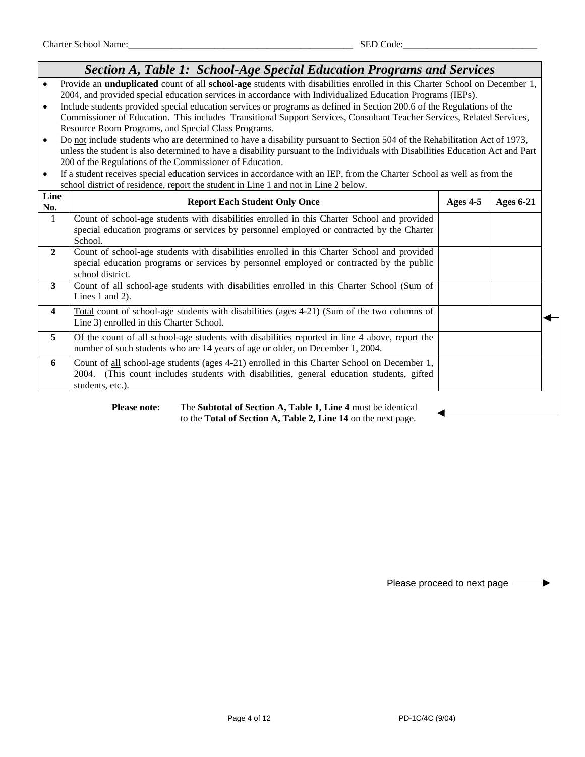Charter School Name:_______________________________________________ SED Code:___________________________

## *Section A, Table 1: School-Age Special Education Programs and Services*

- Provide an **unduplicated** count of all **school-age** students with disabilities enrolled in this Charter School on December 1, 2004, and provided special education services in accordance with Individualized Education Programs (IEPs).
- Include students provided special education services or programs as defined in Section 200.6 of the Regulations of the Commissioner of Education. This includes Transitional Support Services, Consultant Teacher Services, Related Services, Resource Room Programs, and Special Class Programs.
- Do not include students who are determined to have a disability pursuant to Section 504 of the Rehabilitation Act of 1973, unless the student is also determined to have a disability pursuant to the Individuals with Disabilities Education Act and Part 200 of the Regulations of the Commissioner of Education.
- If a student receives special education services in accordance with an IEP, from the Charter School as well as from the school district of residence, report the student in Line 1 and not in Line 2 below.

| Line No. | Report Each Student Only Once | Ages 4-5 | Ages 6-21 |
|---|---|---|---|
| 1 | Count of school-age students with disabilities enrolled in this Charter School and provided special education programs or services by personnel employed or contracted by the Charter School. | | |
| **2** | Count of school-age students with disabilities enrolled in this Charter School and provided special education programs or services by personnel employed or contracted by the public school district. | | |
| **3** | Count of all school-age students with disabilities enrolled in this Charter School (Sum of Lines 1 and 2). | | |
| **4** | Total count of school-age students with disabilities (ages 4-21) (Sum of the two columns of Line 3) enrolled in this Charter School. | | |
| **5** | Of the count of all school-age students with disabilities reported in line 4 above, report the number of such students who are 14 years of age or older, on December 1, 2004. | | |
| **6** | Count of all school-age students (ages 4-21) enrolled in this Charter School on December 1, 2004. (This count includes students with disabilities, general education students, gifted students, etc.). | | |

**Please note:** The **Subtotal of Section A, Table 1, Line 4** must be identical to the **Total of Section A, Table 2, Line 14** on the next page.

Please proceed to next page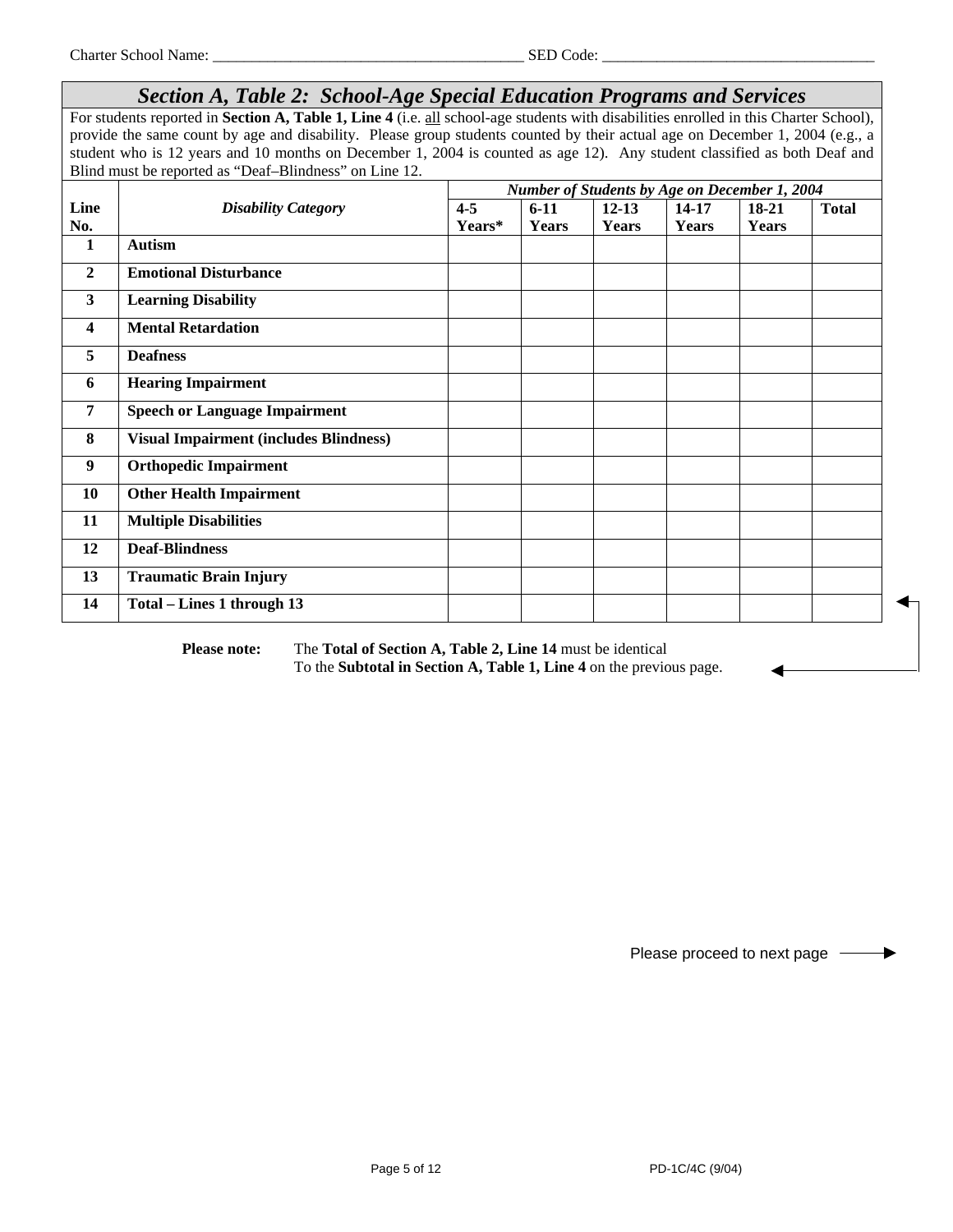Charter School Name: _______________________________________ SED Code: ___________________________________

## *Section A, Table 2: School-Age Special Education Programs and Services*

For students reported in **Section A, Table 1, Line 4** (i.e. all school-age students with disabilities enrolled in this Charter School), provide the same count by age and disability. Please group students counted by their actual age on December 1, 2004 (e.g., a student who is 12 years and 10 months on December 1, 2004 is counted as age 12). Any student classified as both Deaf and Blind must be reported as "Deaf–Blindness" on Line 12.

| Line No. | *Disability Category* | ***Number of Students by Age on December 1, 2004*** | | | | | |
|---|---|---|---|---|---|---|---|
| | | **4-5 Years*** | **6-11 Years** | **12-13 Years** | **14-17 Years** | **18-21 Years** | **Total** |
| **1** | **Autism** | | | | | | |
| **2** | **Emotional Disturbance** | | | | | | |
| **3** | **Learning Disability** | | | | | | |
| **4** | **Mental Retardation** | | | | | | |
| **5** | **Deafness** | | | | | | |
| **6** | **Hearing Impairment** | | | | | | |
| **7** | **Speech or Language Impairment** | | | | | | |
| **8** | **Visual Impairment (includes Blindness)** | | | | | | |
| **9** | **Orthopedic Impairment** | | | | | | |
| **10** | **Other Health Impairment** | | | | | | |
| **11** | **Multiple Disabilities** | | | | | | |
| **12** | **Deaf-Blindness** | | | | | | |
| **13** | **Traumatic Brain Injury** | | | | | | |
| **14** | **Total – Lines 1 through 13** | | | | | | |

**Please note:** The **Total of Section A, Table 2, Line 14** must be identical To the **Subtotal in Section A, Table 1, Line 4** on the previous page.

Please proceed to next page →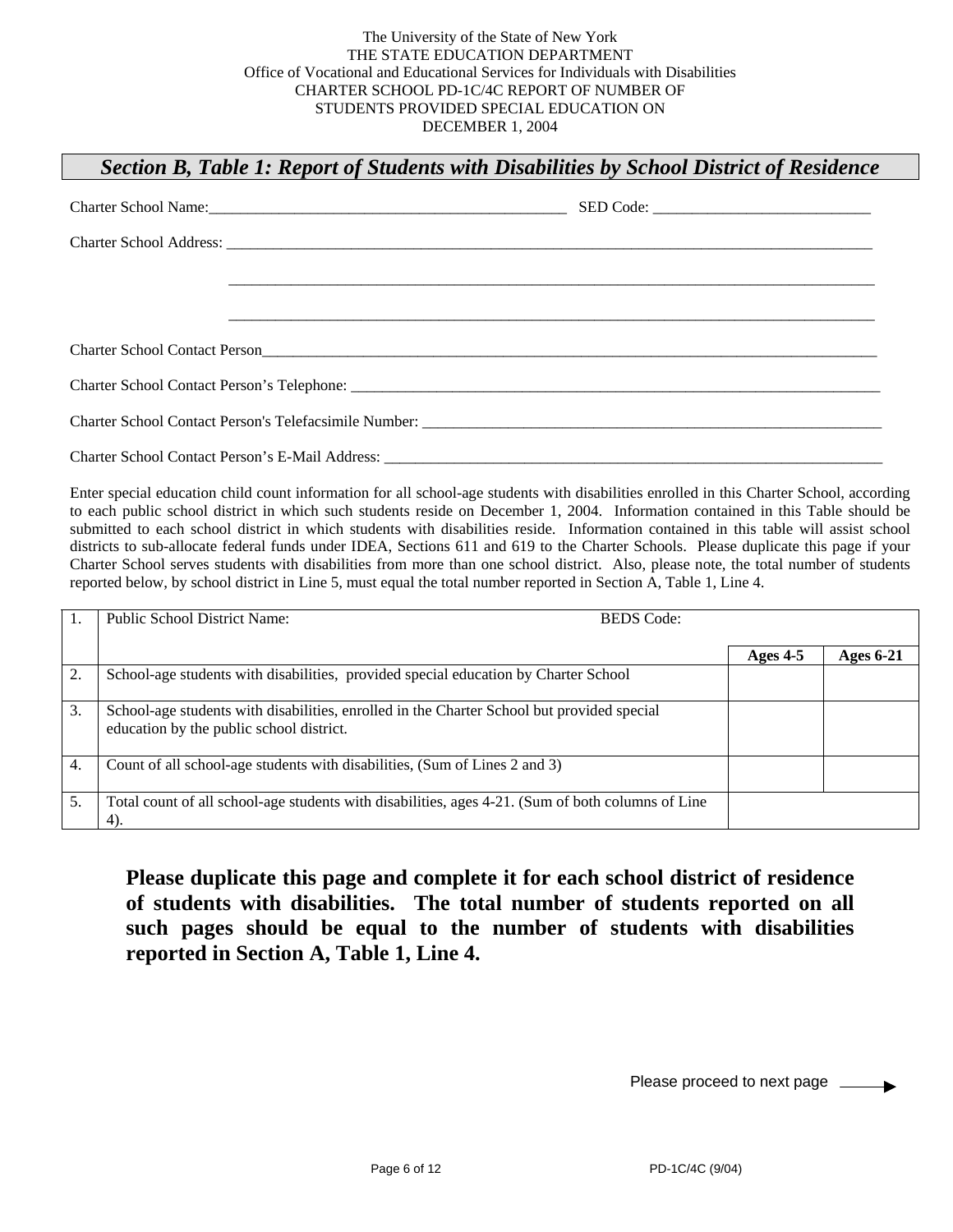The University of the State of New York
THE STATE EDUCATION DEPARTMENT
Office of Vocational and Educational Services for Individuals with Disabilities
CHARTER SCHOOL PD-1C/4C REPORT OF NUMBER OF
STUDENTS PROVIDED SPECIAL EDUCATION ON
DECEMBER 1, 2004

## *Section B, Table 1: Report of Students with Disabilities by School District of Residence*

Charter School Name:_______________________________________________ SED Code: ____________________________

Charter School Address: ______________________________________________________________________________________

______________________________________________________________________________________

______________________________________________________________________________________

Charter School Contact Person__________________________________________________________________________________

Charter School Contact Person's Telephone: ________________________________________________________________________

Charter School Contact Person's Telefacsimile Number: _______________________________________________________________

Charter School Contact Person's E-Mail Address: ____________________________________________________________________

Enter special education child count information for all school-age students with disabilities enrolled in this Charter School, according to each public school district in which such students reside on December 1, 2004. Information contained in this Table should be submitted to each school district in which students with disabilities reside. Information contained in this table will assist school districts to sub-allocate federal funds under IDEA, Sections 611 and 619 to the Charter Schools. Please duplicate this page if your Charter School serves students with disabilities from more than one school district. Also, please note, the total number of students reported below, by school district in Line 5, must equal the total number reported in Section A, Table 1, Line 4.

| 1. | Public School District Name: BEDS Code: | | |
|---|---|---|---|
| | | **Ages 4-5** | **Ages 6-21** |
| 2. | School-age students with disabilities, provided special education by Charter School | | |
| 3. | School-age students with disabilities, enrolled in the Charter School but provided special education by the public school district. | | |
| 4. | Count of all school-age students with disabilities, (Sum of Lines 2 and 3) | | |
| 5. | Total count of all school-age students with disabilities, ages 4-21. (Sum of both columns of Line 4). | | |

**Please duplicate this page and complete it for each school district of residence of students with disabilities. The total number of students reported on all such pages should be equal to the number of students with disabilities reported in Section A, Table 1, Line 4.**

Please proceed to next page →

PD-1C/4C (9/04)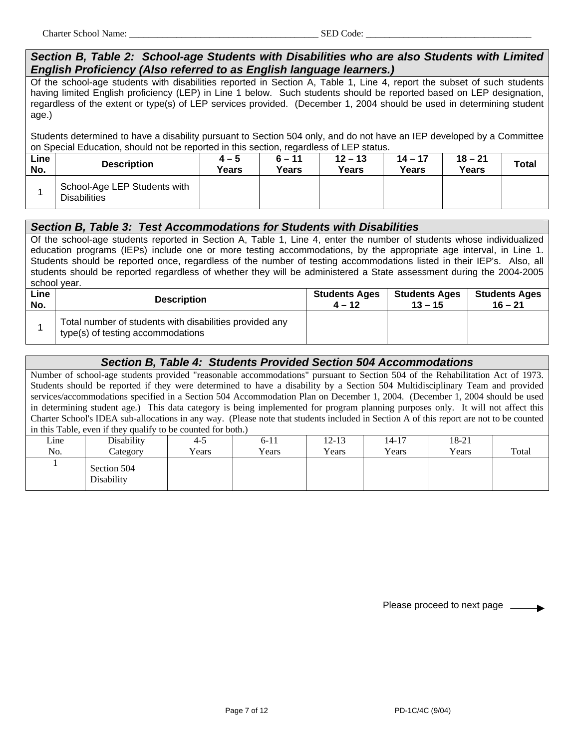Charter School Name: _______________________________________ SED Code: ___________________________________

### *Section B, Table 2: School-age Students with Disabilities who are also Students with Limited English Proficiency (Also referred to as English language learners.)*

Of the school-age students with disabilities reported in Section A, Table 1, Line 4, report the subset of such students having limited English proficiency (LEP) in Line 1 below. Such students should be reported based on LEP designation, regardless of the extent or type(s) of LEP services provided. (December 1, 2004 should be used in determining student age.)

Students determined to have a disability pursuant to Section 504 only, and do not have an IEP developed by a Committee on Special Education, should not be reported in this section, regardless of LEP status.

| Line No. | Description | 4 – 5 Years | 6 – 11 Years | 12 – 13 Years | 14 – 17 Years | 18 – 21 Years | Total |
|---|---|---|---|---|---|---|---|
| 1 | School-Age LEP Students with Disabilities | | | | | | |

### *Section B, Table 3: Test Accommodations for Students with Disabilities*

Of the school-age students reported in Section A, Table 1, Line 4, enter the number of students whose individualized education programs (IEPs) include one or more testing accommodations, by the appropriate age interval, in Line 1. Students should be reported once, regardless of the number of testing accommodations listed in their IEP's. Also, all students should be reported regardless of whether they will be administered a State assessment during the 2004-2005 school year.

| Line No. | Description | Students Ages 4 – 12 | Students Ages 13 – 15 | Students Ages 16 – 21 |
|---|---|---|---|---|
| 1 | Total number of students with disabilities provided any type(s) of testing accommodations | | | |

### *Section B, Table 4: Students Provided Section 504 Accommodations*

Number of school-age students provided "reasonable accommodations" pursuant to Section 504 of the Rehabilitation Act of 1973. Students should be reported if they were determined to have a disability by a Section 504 Multidisciplinary Team and provided services/accommodations specified in a Section 504 Accommodation Plan on December 1, 2004. (December 1, 2004 should be used in determining student age.) This data category is being implemented for program planning purposes only. It will not affect this Charter School's IDEA sub-allocations in any way. (Please note that students included in Section A of this report are not to be counted in this Table, even if they qualify to be counted for both.)

| Line No. | Disability Category | 4-5 Years | 6-11 Years | 12-13 Years | 14-17 Years | 18-21 Years | Total |
|---|---|---|---|---|---|---|---|
| 1 | Section 504 Disability | | | | | | |

Please proceed to next page →

PD-1C/4C (9/04)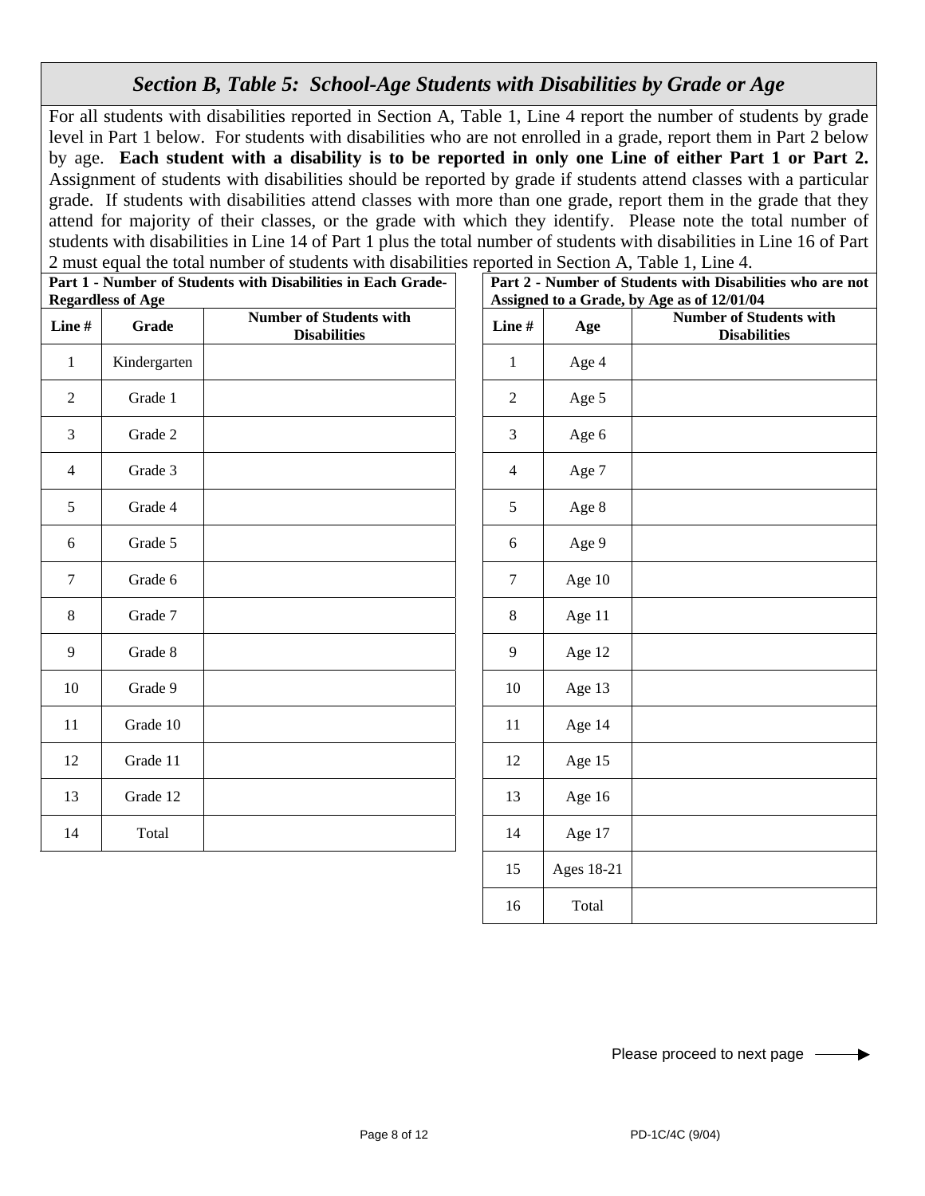## *Section B, Table 5: School-Age Students with Disabilities by Grade or Age*

For all students with disabilities reported in Section A, Table 1, Line 4 report the number of students by grade level in Part 1 below. For students with disabilities who are not enrolled in a grade, report them in Part 2 below by age. **Each student with a disability is to be reported in only one Line of either Part 1 or Part 2.** Assignment of students with disabilities should be reported by grade if students attend classes with a particular grade. If students with disabilities attend classes with more than one grade, report them in the grade that they attend for majority of their classes, or the grade with which they identify. Please note the total number of students with disabilities in Line 14 of Part 1 plus the total number of students with disabilities in Line 16 of Part 2 must equal the total number of students with disabilities reported in Section A, Table 1, Line 4.

**Part 1 - Number of Students with Disabilities in Each Grade-Regardless of Age**

| Line # | Grade | Number of Students with Disabilities |
|---|---|---|
| 1 | Kindergarten | |
| 2 | Grade 1 | |
| 3 | Grade 2 | |
| 4 | Grade 3 | |
| 5 | Grade 4 | |
| 6 | Grade 5 | |
| 7 | Grade 6 | |
| 8 | Grade 7 | |
| 9 | Grade 8 | |
| 10 | Grade 9 | |
| 11 | Grade 10 | |
| 12 | Grade 11 | |
| 13 | Grade 12 | |
| 14 | Total | |

**Part 2 - Number of Students with Disabilities who are not Assigned to a Grade, by Age as of 12/01/04**

| Line # | Age | Number of Students with Disabilities |
|---|---|---|
| 1 | Age 4 | |
| 2 | Age 5 | |
| 3 | Age 6 | |
| 4 | Age 7 | |
| 5 | Age 8 | |
| 6 | Age 9 | |
| 7 | Age 10 | |
| 8 | Age 11 | |
| 9 | Age 12 | |
| 10 | Age 13 | |
| 11 | Age 14 | |
| 12 | Age 15 | |
| 13 | Age 16 | |
| 14 | Age 17 | |
| 15 | Ages 18-21 | |
| 16 | Total | |

Please proceed to next page →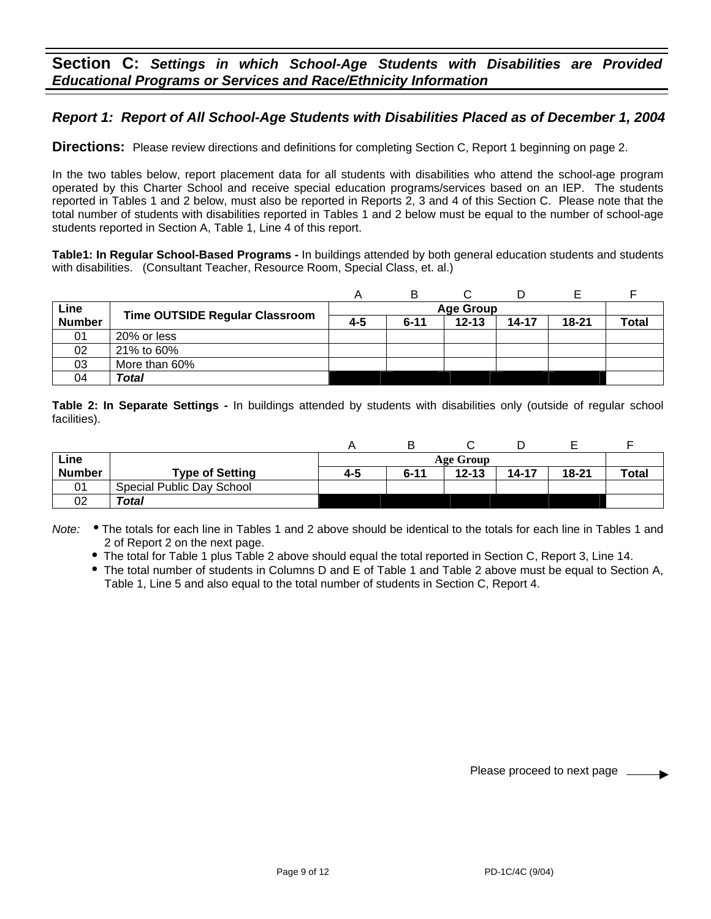## Section C: *Settings in which School-Age Students with Disabilities are Provided Educational Programs or Services and Race/Ethnicity Information*

### *Report 1: Report of All School-Age Students with Disabilities Placed as of December 1, 2004*

**Directions:** Please review directions and definitions for completing Section C, Report 1 beginning on page 2.

In the two tables below, report placement data for all students with disabilities who attend the school-age program operated by this Charter School and receive special education programs/services based on an IEP. The students reported in Tables 1 and 2 below, must also be reported in Reports 2, 3 and 4 of this Section C. Please note that the total number of students with disabilities reported in Tables 1 and 2 below must be equal to the number of school-age students reported in Section A, Table 1, Line 4 of this report.

**Table1: In Regular School-Based Programs -** In buildings attended by both general education students and students with disabilities. (Consultant Teacher, Resource Room, Special Class, et. al.)

| | | A | B | C | D | E | F |
|---|---|---|---|---|---|---|---|
| **Line Number** | **Time OUTSIDE Regular Classroom** | **Age Group** | | | | | |
| | | **4-5** | **6-11** | **12-13** | **14-17** | **18-21** | **Total** |
| 01 | 20% or less | | | | | | |
| 02 | 21% to 60% | | | | | | |
| 03 | More than 60% | | | | | | |
| 04 | ***Total*** | | | | | | |

**Table 2: In Separate Settings -** In buildings attended by students with disabilities only (outside of regular school facilities).

| | | A | B | C | D | E | F |
|---|---|---|---|---|---|---|---|
| **Line Number** | **Type of Setting** | **Age Group** | | | | | |
| | | **4-5** | **6-11** | **12-13** | **14-17** | **18-21** | **Total** |
| 01 | Special Public Day School | | | | | | |
| 02 | ***Total*** | | | | | | |

*Note:*

- The totals for each line in Tables 1 and 2 above should be identical to the totals for each line in Tables 1 and 2 of Report 2 on the next page.
- The total for Table 1 plus Table 2 above should equal the total reported in Section C, Report 3, Line 14.
- The total number of students in Columns D and E of Table 1 and Table 2 above must be equal to Section A, Table 1, Line 5 and also equal to the total number of students in Section C, Report 4.

Please proceed to next page →

PD-1C/4C (9/04)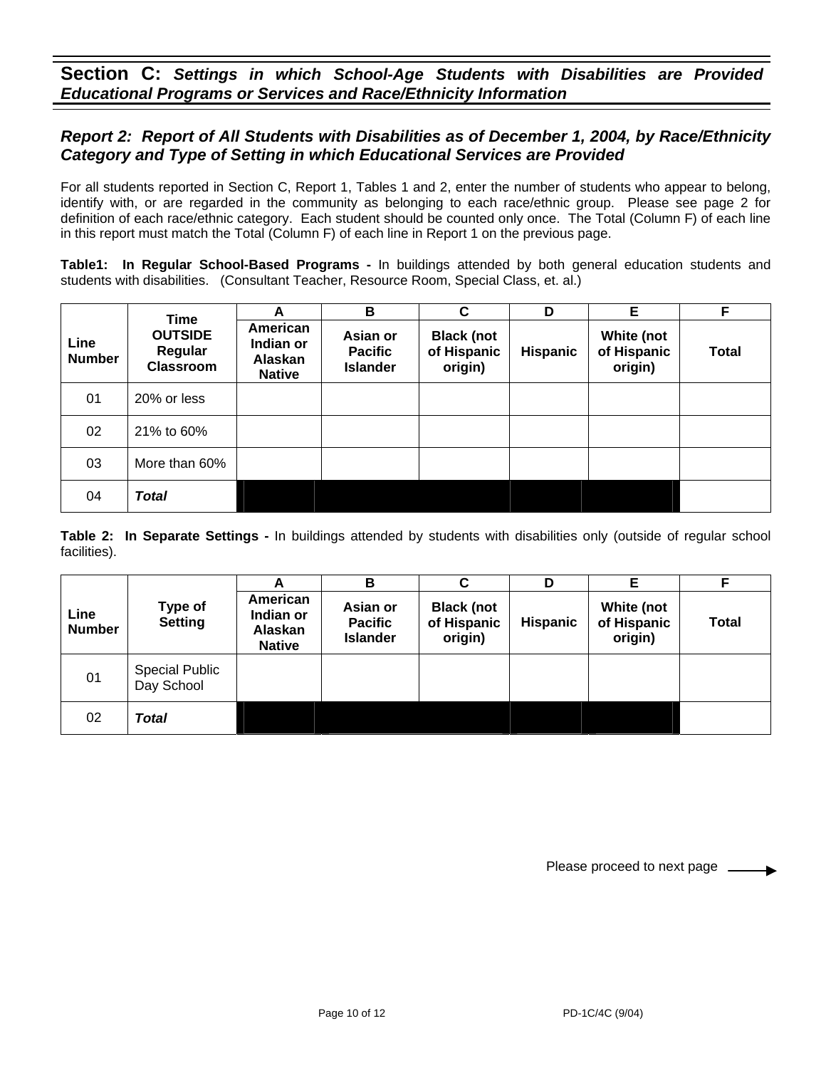## Section C: *Settings in which School-Age Students with Disabilities are Provided Educational Programs or Services and Race/Ethnicity Information*

### *Report 2: Report of All Students with Disabilities as of December 1, 2004, by Race/Ethnicity Category and Type of Setting in which Educational Services are Provided*

For all students reported in Section C, Report 1, Tables 1 and 2, enter the number of students who appear to belong, identify with, or are regarded in the community as belonging to each race/ethnic group. Please see page 2 for definition of each race/ethnic category. Each student should be counted only once. The Total (Column F) of each line in this report must match the Total (Column F) of each line in Report 1 on the previous page.

**Table1: In Regular School-Based Programs -** In buildings attended by both general education students and students with disabilities. (Consultant Teacher, Resource Room, Special Class, et. al.)

| | | A | B | C | D | E | F |
|---|---|---|---|---|---|---|---|
| **Line Number** | **Time OUTSIDE Regular Classroom** | **American Indian or Alaskan Native** | **Asian or Pacific Islander** | **Black (not of Hispanic origin)** | **Hispanic** | **White (not of Hispanic origin)** | **Total** |
| 01 | 20% or less | | | | | | |
| 02 | 21% to 60% | | | | | | |
| 03 | More than 60% | | | | | | |
| 04 | ***Total*** | | | | | | |

**Table 2: In Separate Settings -** In buildings attended by students with disabilities only (outside of regular school facilities).

| | | A | B | C | D | E | F |
|---|---|---|---|---|---|---|---|
| **Line Number** | **Type of Setting** | **American Indian or Alaskan Native** | **Asian or Pacific Islander** | **Black (not of Hispanic origin)** | **Hispanic** | **White (not of Hispanic origin)** | **Total** |
| 01 | Special Public Day School | | | | | | |
| 02 | ***Total*** | | | | | | |

Please proceed to next page →

PD-1C/4C (9/04)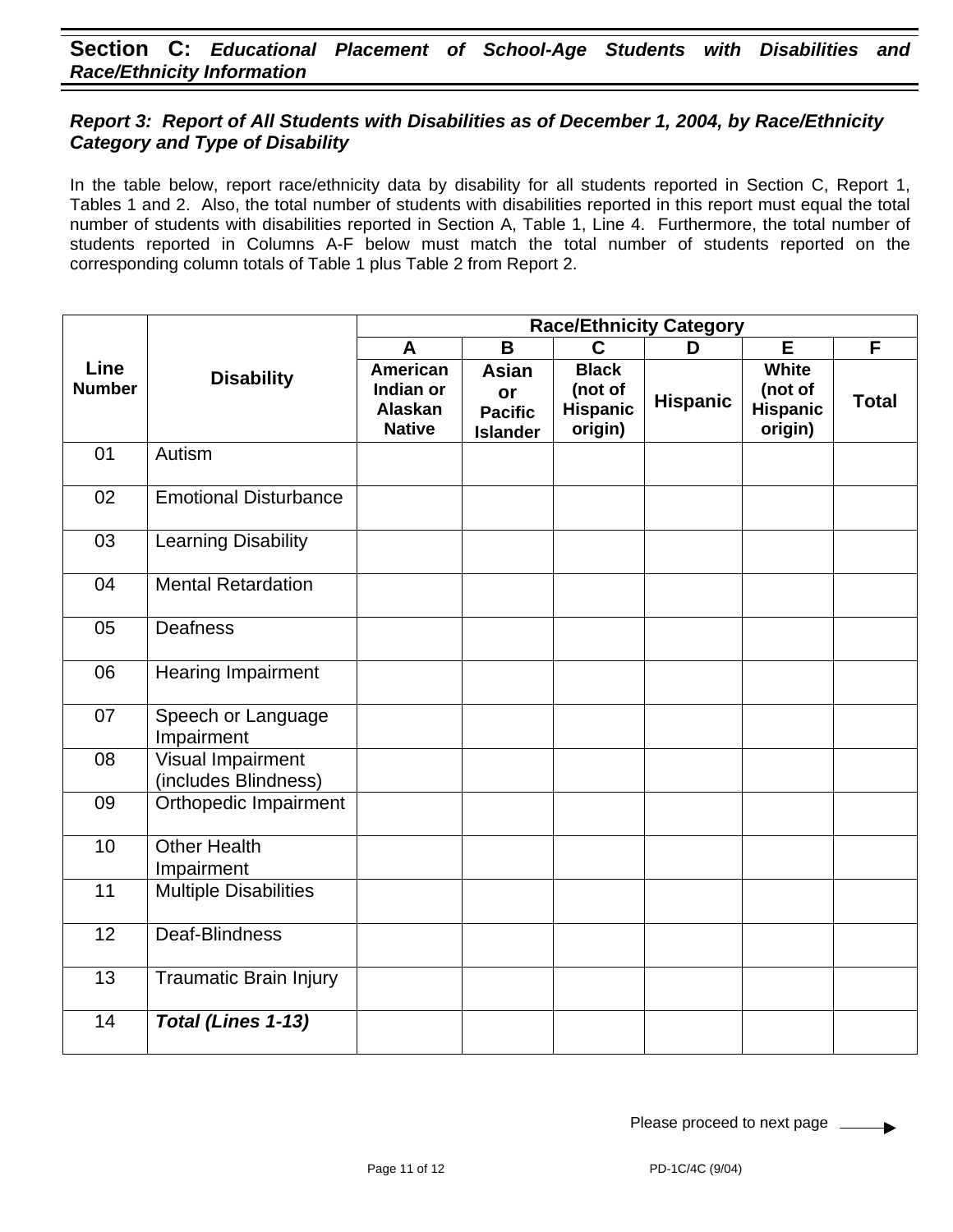## Section C: *Educational Placement of School-Age Students with Disabilities and Race/Ethnicity Information*

### *Report 3: Report of All Students with Disabilities as of December 1, 2004, by Race/Ethnicity Category and Type of Disability*

In the table below, report race/ethnicity data by disability for all students reported in Section C, Report 1, Tables 1 and 2. Also, the total number of students with disabilities reported in this report must equal the total number of students with disabilities reported in Section A, Table 1, Line 4. Furthermore, the total number of students reported in Columns A-F below must match the total number of students reported on the corresponding column totals of Table 1 plus Table 2 from Report 2.

| Line Number | Disability | Race/Ethnicity Category | | | | | |
|---|---|---|---|---|---|---|---|
| | | A | B | C | D | E | F |
| | | American Indian or Alaskan Native | Asian or Pacific Islander | Black (not of Hispanic origin) | Hispanic | White (not of Hispanic origin) | Total |
| 01 | Autism | | | | | | |
| 02 | Emotional Disturbance | | | | | | |
| 03 | Learning Disability | | | | | | |
| 04 | Mental Retardation | | | | | | |
| 05 | Deafness | | | | | | |
| 06 | Hearing Impairment | | | | | | |
| 07 | Speech or Language Impairment | | | | | | |
| 08 | Visual Impairment (includes Blindness) | | | | | | |
| 09 | Orthopedic Impairment | | | | | | |
| 10 | Other Health Impairment | | | | | | |
| 11 | Multiple Disabilities | | | | | | |
| 12 | Deaf-Blindness | | | | | | |
| 13 | Traumatic Brain Injury | | | | | | |
| 14 | ***Total (Lines 1-13)*** | | | | | | |

Please proceed to next page →

PD-1C/4C (9/04)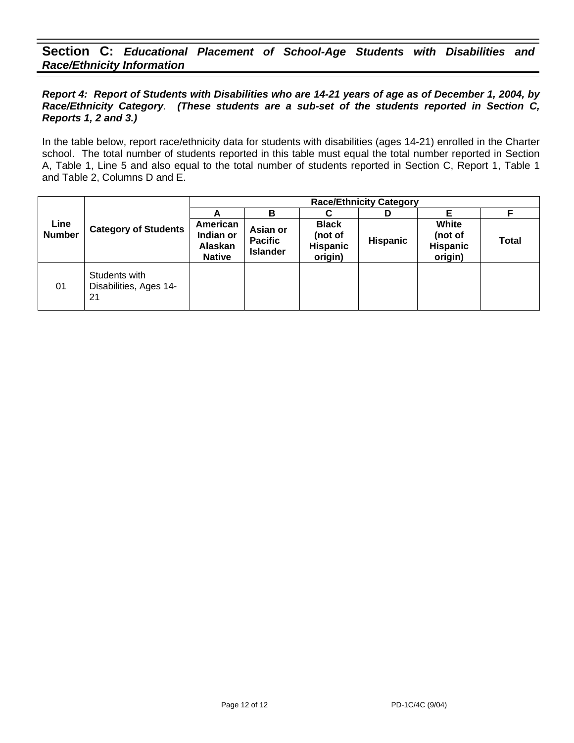## **Section C:** *Educational Placement of School-Age Students with Disabilities and Race/Ethnicity Information*

***Report 4: Report of Students with Disabilities who are 14-21 years of age as of December 1, 2004, by Race/Ethnicity Category. (These students are a sub-set of the students reported in Section C, Reports 1, 2 and 3.)***

In the table below, report race/ethnicity data for students with disabilities (ages 14-21) enrolled in the Charter school. The total number of students reported in this table must equal the total number reported in Section A, Table 1, Line 5 and also equal to the total number of students reported in Section C, Report 1, Table 1 and Table 2, Columns D and E.

| Line Number | Category of Students | Race/Ethnicity Category | | | | | |
|---|---|---|---|---|---|---|---|
| | | A | B | C | D | E | F |
| | | American Indian or Alaskan Native | Asian or Pacific Islander | Black (not of Hispanic origin) | Hispanic | White (not of Hispanic origin) | Total |
| 01 | Students with Disabilities, Ages 14-21 | | | | | | |